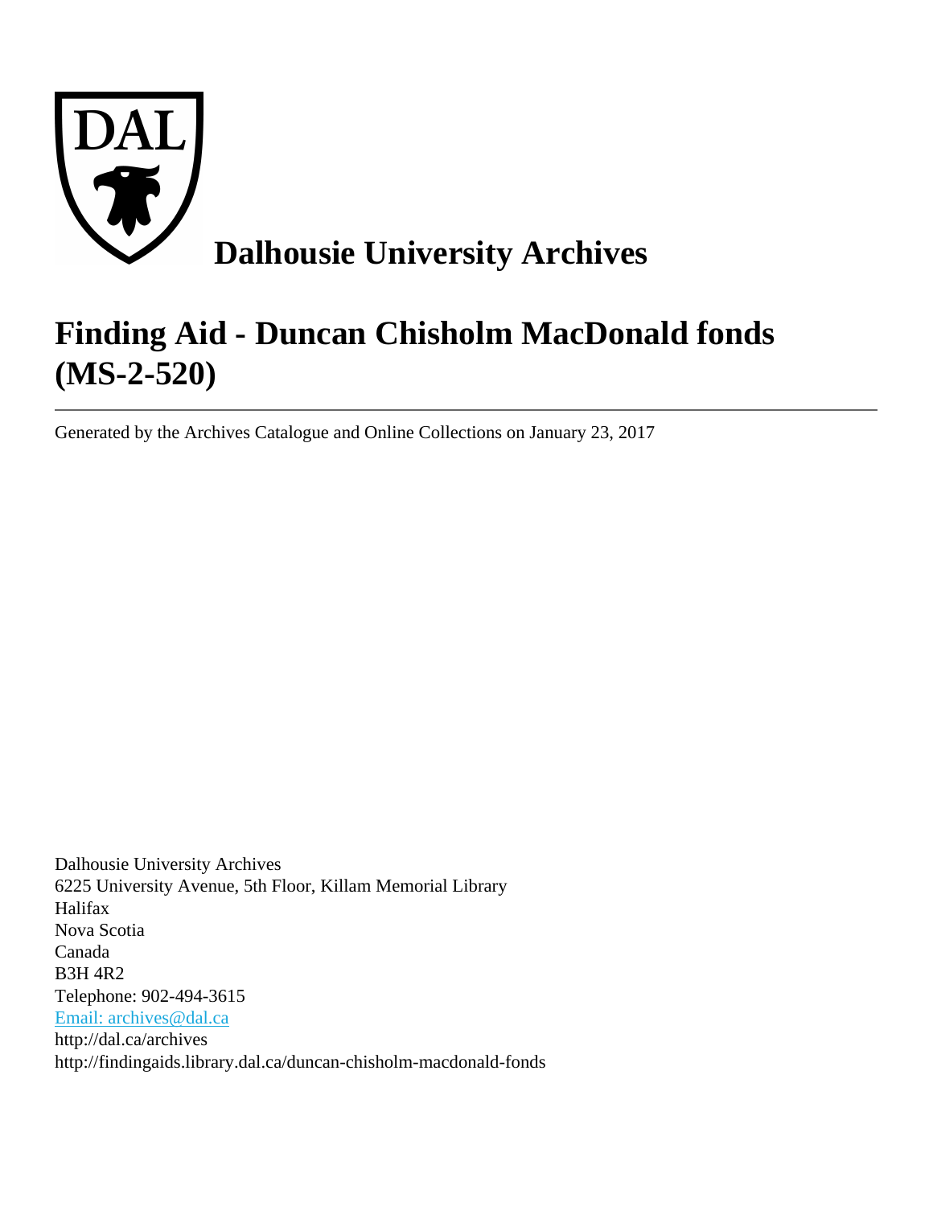DAL

# Dalhousie University Archives

# Finding Aid - Duncan Chisholm MacDonald fonds (MS-2-520)

Generated by the Archives Catalogue and Online Collections on January 23, 2017

Dalhousie University Archives
6225 University Avenue, 5th Floor, Killam Memorial Library
Halifax
Nova Scotia
Canada
B3H 4R2
Telephone: 902-494-3615
Email: archives@dal.ca
http://dal.ca/archives
http://findingaids.library.dal.ca/duncan-chisholm-macdonald-fonds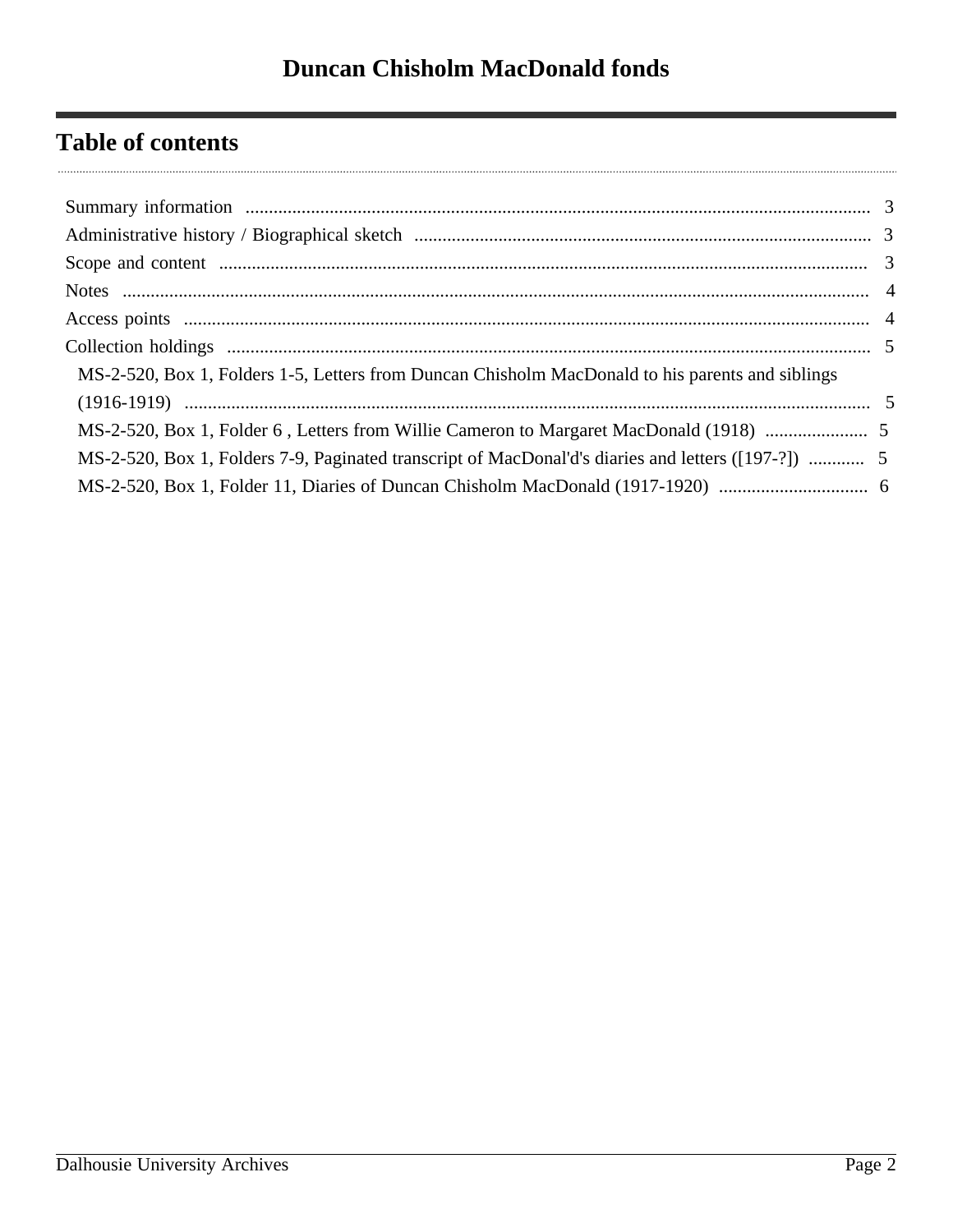# Duncan Chisholm MacDonald fonds

## Table of contents

- Summary information ... 3
- Administrative history / Biographical sketch ... 3
- Scope and content ... 3
- Notes ... 4
- Access points ... 4
- Collection holdings ... 5
  - MS-2-520, Box 1, Folders 1-5, Letters from Duncan Chisholm MacDonald to his parents and siblings (1916-1919) ... 5
  - MS-2-520, Box 1, Folder 6 , Letters from Willie Cameron to Margaret MacDonald (1918) ... 5
  - MS-2-520, Box 1, Folders 7-9, Paginated transcript of MacDonal'd's diaries and letters ([197-?]) ... 5
  - MS-2-520, Box 1, Folder 11, Diaries of Duncan Chisholm MacDonald (1917-1920) ... 6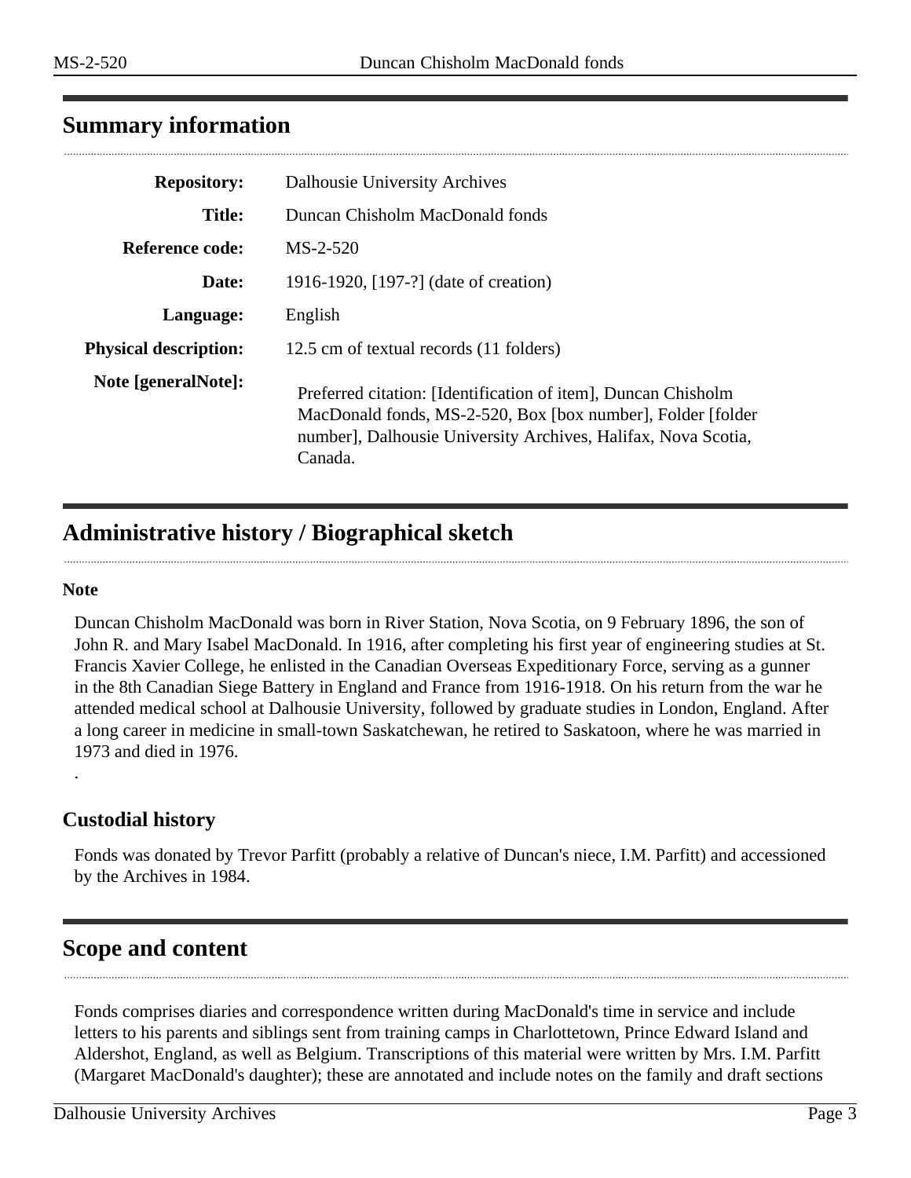## Summary information

| | |
|---|---|
| **Repository:** | Dalhousie University Archives |
| **Title:** | Duncan Chisholm MacDonald fonds |
| **Reference code:** | MS-2-520 |
| **Date:** | 1916-1920, [197-?] (date of creation) |
| **Language:** | English |
| **Physical description:** | 12.5 cm of textual records (11 folders) |
| **Note [generalNote]:** | Preferred citation: [Identification of item], Duncan Chisholm MacDonald fonds, MS-2-520, Box [box number], Folder [folder number], Dalhousie University Archives, Halifax, Nova Scotia, Canada. |

## Administrative history / Biographical sketch

**Note**

Duncan Chisholm MacDonald was born in River Station, Nova Scotia, on 9 February 1896, the son of John R. and Mary Isabel MacDonald. In 1916, after completing his first year of engineering studies at St. Francis Xavier College, he enlisted in the Canadian Overseas Expeditionary Force, serving as a gunner in the 8th Canadian Siege Battery in England and France from 1916-1918. On his return from the war he attended medical school at Dalhousie University, followed by graduate studies in London, England. After a long career in medicine in small-town Saskatchewan, he retired to Saskatoon, where he was married in 1973 and died in 1976.

.

### Custodial history

Fonds was donated by Trevor Parfitt (probably a relative of Duncan's niece, I.M. Parfitt) and accessioned by the Archives in 1984.

## Scope and content

Fonds comprises diaries and correspondence written during MacDonald's time in service and include letters to his parents and siblings sent from training camps in Charlottetown, Prince Edward Island and Aldershot, England, as well as Belgium. Transcriptions of this material were written by Mrs. I.M. Parfitt (Margaret MacDonald's daughter); these are annotated and include notes on the family and draft sections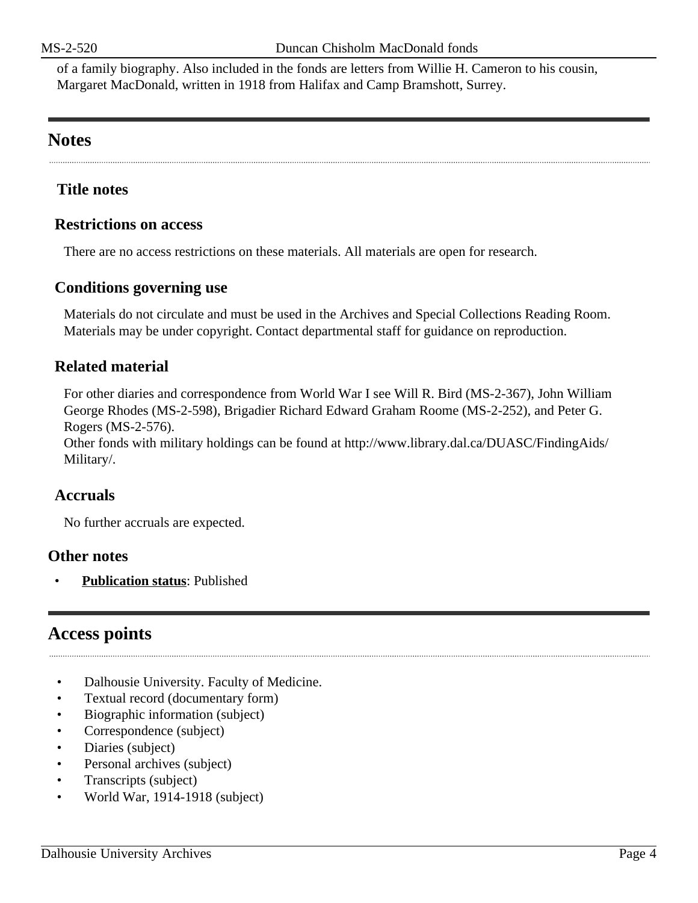of a family biography. Also included in the fonds are letters from Willie H. Cameron to his cousin, Margaret MacDonald, written in 1918 from Halifax and Camp Bramshott, Surrey.

## Notes

### Title notes

### Restrictions on access

There are no access restrictions on these materials. All materials are open for research.

### Conditions governing use

Materials do not circulate and must be used in the Archives and Special Collections Reading Room. Materials may be under copyright. Contact departmental staff for guidance on reproduction.

### Related material

For other diaries and correspondence from World War I see Will R. Bird (MS-2-367), John William George Rhodes (MS-2-598), Brigadier Richard Edward Graham Roome (MS-2-252), and Peter G. Rogers (MS-2-576).
Other fonds with military holdings can be found at http://www.library.dal.ca/DUASC/FindingAids/Military/.

### Accruals

No further accruals are expected.

### Other notes

- **Publication status**: Published

## Access points

- Dalhousie University. Faculty of Medicine.
- Textual record (documentary form)
- Biographic information (subject)
- Correspondence (subject)
- Diaries (subject)
- Personal archives (subject)
- Transcripts (subject)
- World War, 1914-1918 (subject)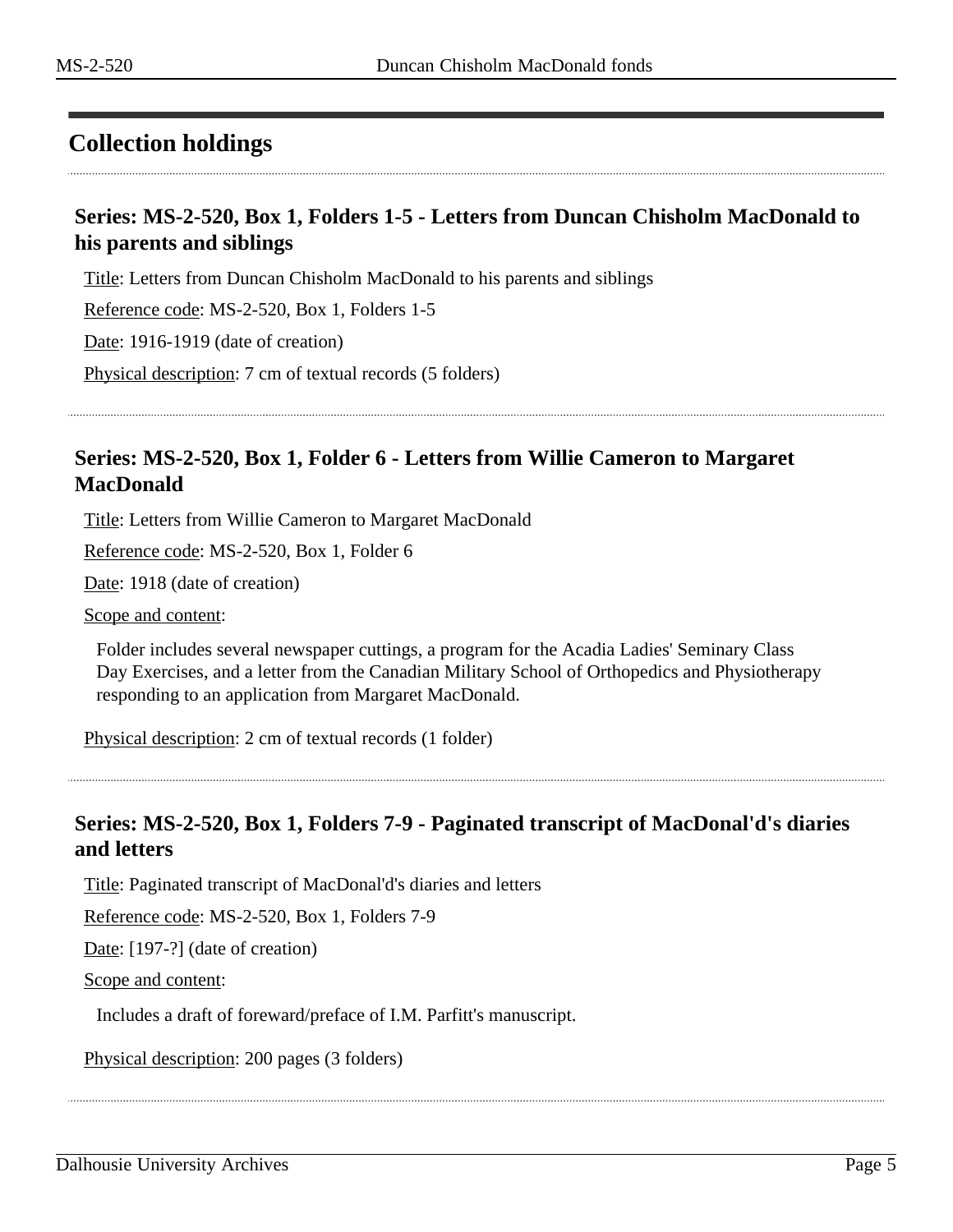## Collection holdings

### Series: MS-2-520, Box 1, Folders 1-5 - Letters from Duncan Chisholm MacDonald to his parents and siblings

Title: Letters from Duncan Chisholm MacDonald to his parents and siblings

Reference code: MS-2-520, Box 1, Folders 1-5

Date: 1916-1919 (date of creation)

Physical description: 7 cm of textual records (5 folders)

### Series: MS-2-520, Box 1, Folder 6 - Letters from Willie Cameron to Margaret MacDonald

Title: Letters from Willie Cameron to Margaret MacDonald

Reference code: MS-2-520, Box 1, Folder 6

Date: 1918 (date of creation)

Scope and content:

Folder includes several newspaper cuttings, a program for the Acadia Ladies' Seminary Class Day Exercises, and a letter from the Canadian Military School of Orthopedics and Physiotherapy responding to an application from Margaret MacDonald.

Physical description: 2 cm of textual records (1 folder)

### Series: MS-2-520, Box 1, Folders 7-9 - Paginated transcript of MacDonal'd's diaries and letters

Title: Paginated transcript of MacDonal'd's diaries and letters

Reference code: MS-2-520, Box 1, Folders 7-9

Date: [197-?] (date of creation)

Scope and content:

Includes a draft of foreward/preface of I.M. Parfitt's manuscript.

Physical description: 200 pages (3 folders)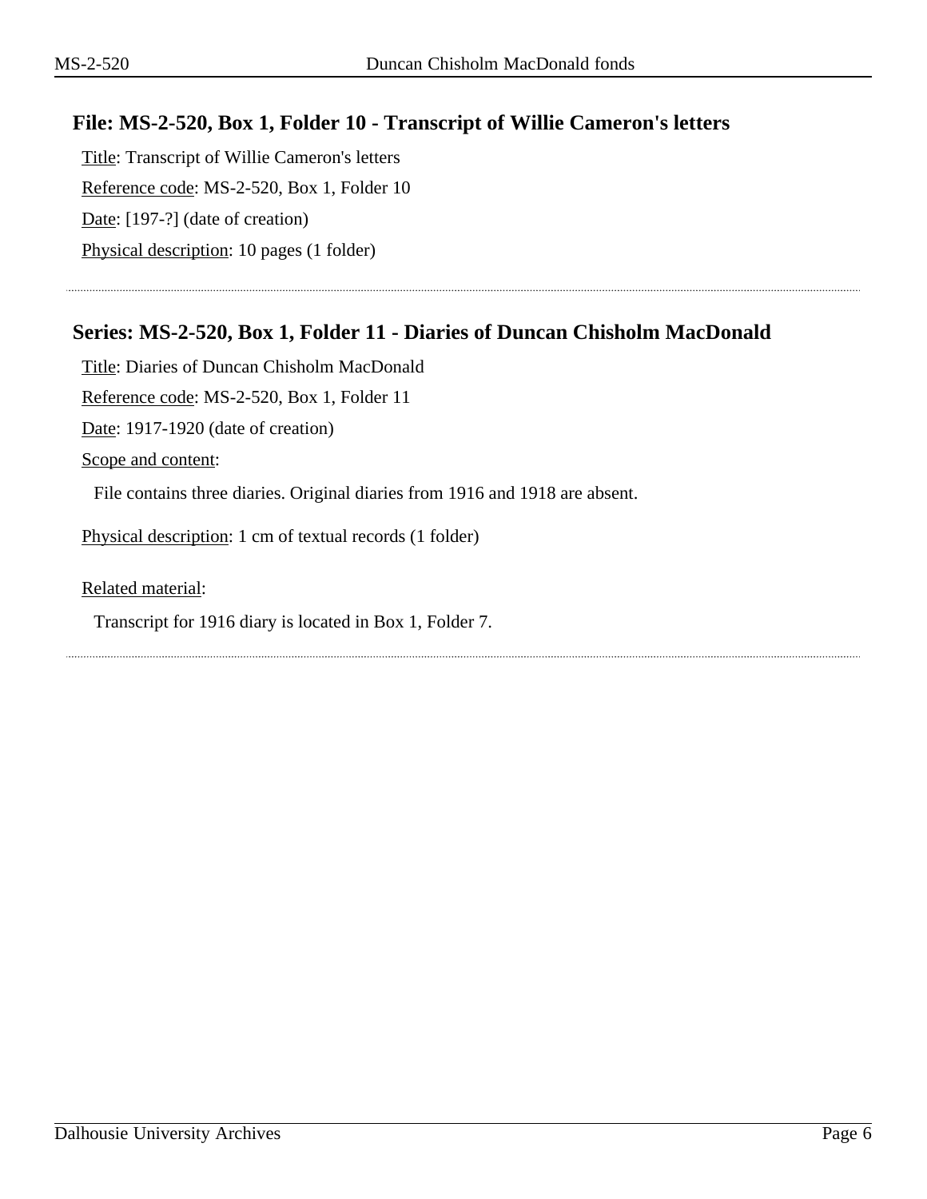### File: MS-2-520, Box 1, Folder 10 - Transcript of Willie Cameron's letters

Title: Transcript of Willie Cameron's letters

Reference code: MS-2-520, Box 1, Folder 10

Date: [197-?] (date of creation)

Physical description: 10 pages (1 folder)

---

### Series: MS-2-520, Box 1, Folder 11 - Diaries of Duncan Chisholm MacDonald

Title: Diaries of Duncan Chisholm MacDonald

Reference code: MS-2-520, Box 1, Folder 11

Date: 1917-1920 (date of creation)

Scope and content:

File contains three diaries. Original diaries from 1916 and 1918 are absent.

Physical description: 1 cm of textual records (1 folder)

Related material:

Transcript for 1916 diary is located in Box 1, Folder 7.

---